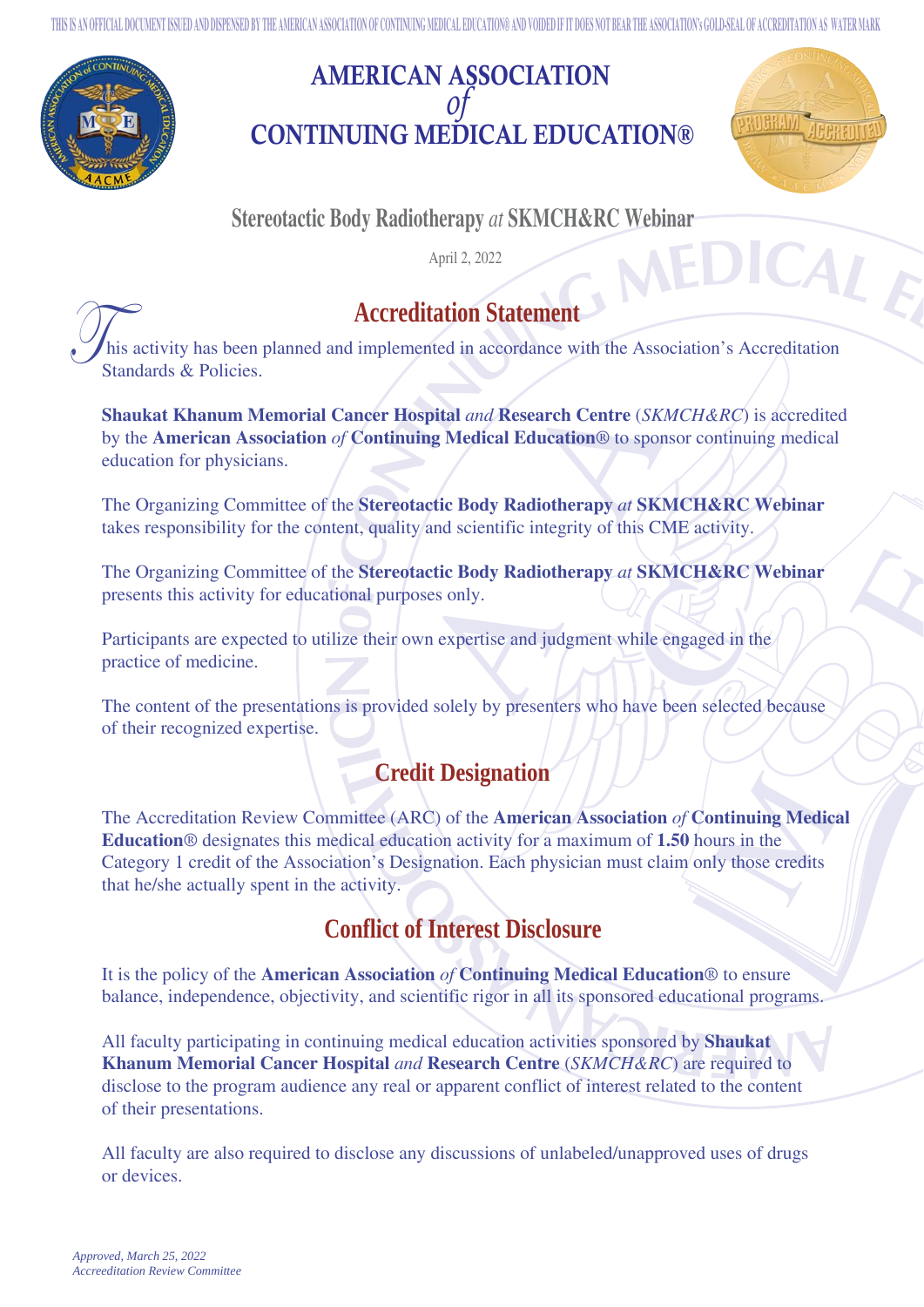THIS IS AN OFFICIAL DOCUMENT ISSUED AND DISPENSED BY THE AMERICAN ASSOCIATION OF CONTINUING MEDICAL EDUCATION® AND VOIDED IF IT DOES NOT BEAR THE ASSOCIATION's GOLD-SEAL OF ACCREDITATION AS WATER MARK

# AMERICAN ASSOCIATION *of* CONTINUING MEDICAL EDUCATION®

## Stereotactic Body Radiotherapy *at* SKMCH&RC Webinar

April 2, 2022

## Accreditation Statement

This activity has been planned and implemented in accordance with the Association's Accreditation Standards & Policies.

**Shaukat Khanum Memorial Cancer Hospital** *and* **Research Centre** (*SKMCH&RC*) is accredited by the **American Association** *of* **Continuing Medical Education**® to sponsor continuing medical education for physicians.

The Organizing Committee of the **Stereotactic Body Radiotherapy** *at* **SKMCH&RC Webinar** takes responsibility for the content, quality and scientific integrity of this CME activity.

The Organizing Committee of the **Stereotactic Body Radiotherapy** *at* **SKMCH&RC Webinar** presents this activity for educational purposes only.

Participants are expected to utilize their own expertise and judgment while engaged in the practice of medicine.

The content of the presentations is provided solely by presenters who have been selected because of their recognized expertise.

## Credit Designation

The Accreditation Review Committee (ARC) of the **American Association** *of* **Continuing Medical Education**® designates this medical education activity for a maximum of **1.50** hours in the Category 1 credit of the Association's Designation. Each physician must claim only those credits that he/she actually spent in the activity.

## Conflict of Interest Disclosure

It is the policy of the **American Association** *of* **Continuing Medical Education**® to ensure balance, independence, objectivity, and scientific rigor in all its sponsored educational programs.

All faculty participating in continuing medical education activities sponsored by **Shaukat Khanum Memorial Cancer Hospital** *and* **Research Centre** (*SKMCH&RC*) are required to disclose to the program audience any real or apparent conflict of interest related to the content of their presentations.

All faculty are also required to disclose any discussions of unlabeled/unapproved uses of drugs or devices.

*Approved, March 25, 2022*
*Accreeditation Review Committee*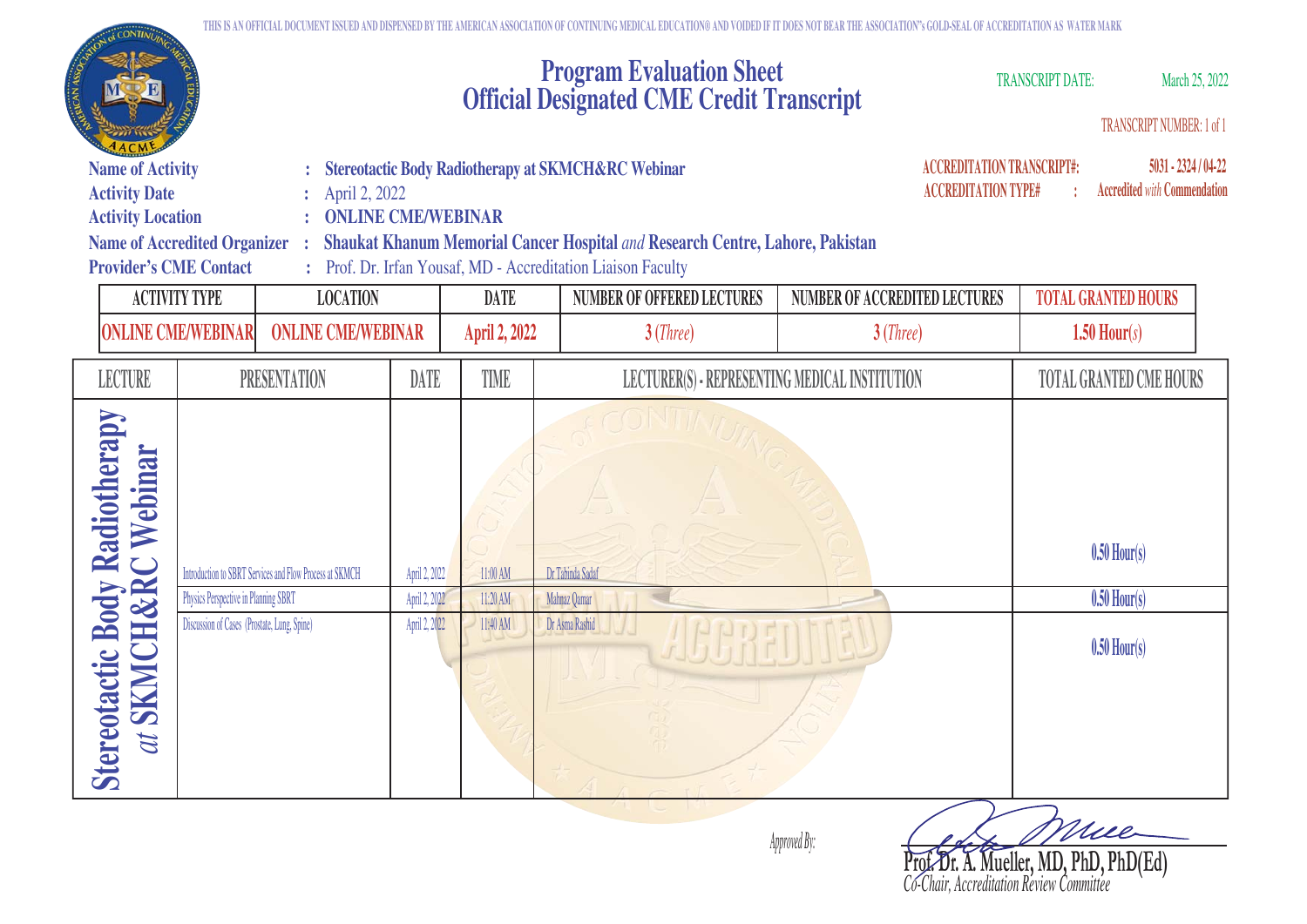THIS IS AN OFFICIAL DOCUMENT ISSUED AND DISPENSED BY THE AMERICAN ASSOCIATION OF CONTINUING MEDICAL EDUCATION® AND VOIDED IF IT DOES NOT BEAR THE ASSOCIATION's GOLD-SEAL OF ACCREDITATION AS WATER MARK

# Program Evaluation Sheet
# Official Designated CME Credit Transcript

TRANSCRIPT DATE: March 25, 2022

TRANSCRIPT NUMBER: 1 of 1

ACCREDITATION TRANSCRIPT#: 5031 - 2324 / 04-22
ACCREDITATION TYPE# : Accredited *with* Commendation

**Name of Activity** : **Stereotactic Body Radiotherapy at SKMCH&RC Webinar**
**Activity Date** : April 2, 2022
**Activity Location** : **ONLINE CME/WEBINAR**
**Name of Accredited Organizer** : **Shaukat Khanum Memorial Cancer Hospital *and* Research Centre, Lahore, Pakistan**
**Provider's CME Contact** : Prof. Dr. Irfan Yousaf, MD - Accreditation Liaison Faculty

| ACTIVITY TYPE | LOCATION | DATE | NUMBER OF OFFERED LECTURES | NUMBER OF ACCREDITED LECTURES | TOTAL GRANTED HOURS |
|---|---|---|---|---|---|
| ONLINE CME/WEBINAR | ONLINE CME/WEBINAR | April 2, 2022 | 3 (*Three*) | 3 (*Three*) | 1.50 Hour(*s*) |

| LECTURE | PRESENTATION | DATE | TIME | LECTURER(S) - REPRESENTING MEDICAL INSTITUTION | TOTAL GRANTED CME HOURS |
|---|---|---|---|---|---|
| Stereotactic Body Radiotherapy *at* SKMCH&RC Webinar | Introduction to SBRT Services and Flow Process at SKMCH | April 2, 2022 | 11:00 AM | Dr Tabinda Sadaf | 0.50 Hour(s) |
| | Physics Perspective in Planning SBRT | April 2, 2022 | 11:20 AM | Mahnaz Qamar | 0.50 Hour(s) |
| | Discussion of Cases (Prostate, Lung, Spine) | April 2, 2022 | 11:40 AM | Dr Asma Rashid | 0.50 Hour(s) |

*Approved By:*

**Prof. Dr. A. Mueller, MD, PhD, PhD(Ed)**
*Co-Chair, Accreditation Review Committee*